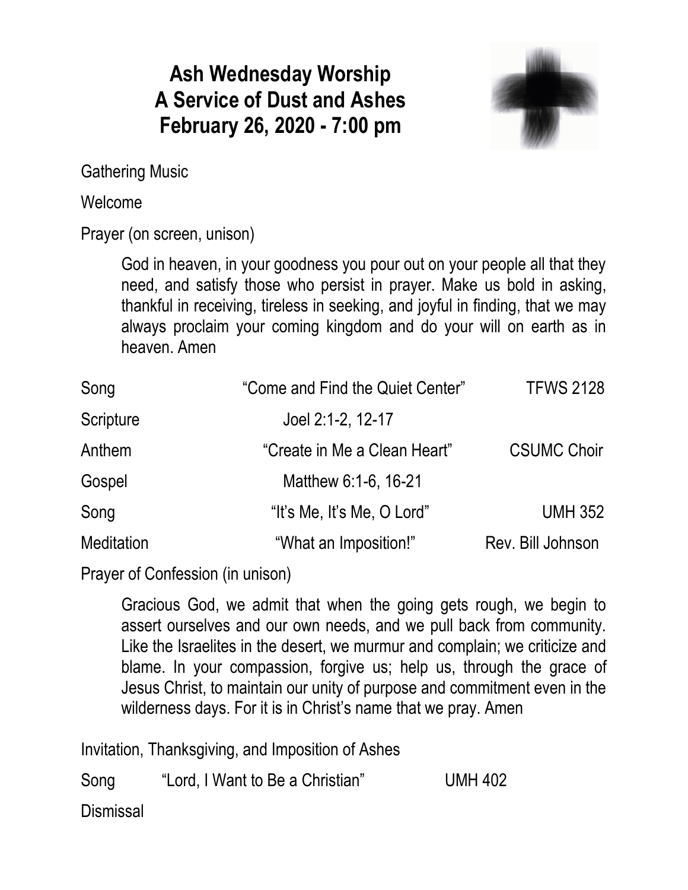# Ash Wednesday Worship
# A Service of Dust and Ashes
# February 26, 2020 - 7:00 pm

Gathering Music

Welcome

Prayer (on screen, unison)

> God in heaven, in your goodness you pour out on your people all that they need, and satisfy those who persist in prayer. Make us bold in asking, thankful in receiving, tireless in seeking, and joyful in finding, that we may always proclaim your coming kingdom and do your will on earth as in heaven. Amen

| | | |
|---|---|---|
| Song | "Come and Find the Quiet Center" | TFWS 2128 |
| Scripture | Joel 2:1-2, 12-17 | |
| Anthem | "Create in Me a Clean Heart" | CSUMC Choir |
| Gospel | Matthew 6:1-6, 16-21 | |
| Song | "It's Me, It's Me, O Lord" | UMH 352 |
| Meditation | "What an Imposition!" | Rev. Bill Johnson |

Prayer of Confession (in unison)

> Gracious God, we admit that when the going gets rough, we begin to assert ourselves and our own needs, and we pull back from community. Like the Israelites in the desert, we murmur and complain; we criticize and blame. In your compassion, forgive us; help us, through the grace of Jesus Christ, to maintain our unity of purpose and commitment even in the wilderness days. For it is in Christ's name that we pray. Amen

Invitation, Thanksgiving, and Imposition of Ashes

Song "Lord, I Want to Be a Christian" UMH 402

Dismissal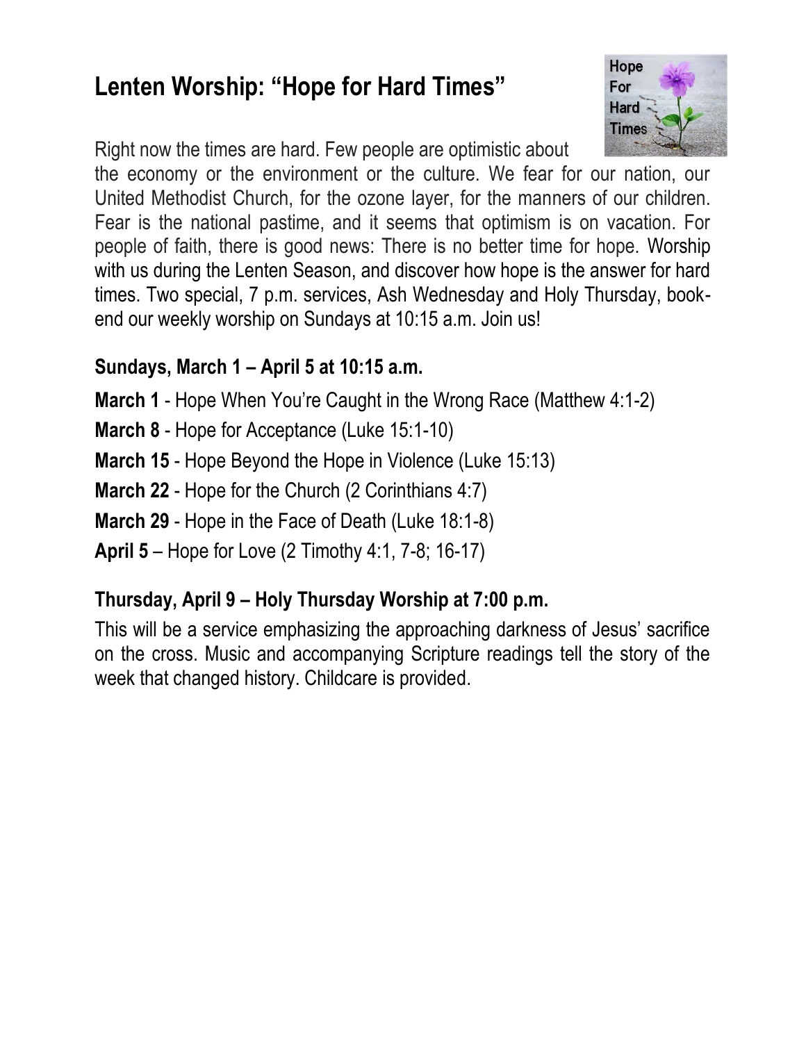# Lenten Worship: "Hope for Hard Times"

Right now the times are hard. Few people are optimistic about the economy or the environment or the culture. We fear for our nation, our United Methodist Church, for the ozone layer, for the manners of our children. Fear is the national pastime, and it seems that optimism is on vacation. For people of faith, there is good news: There is no better time for hope. Worship with us during the Lenten Season, and discover how hope is the answer for hard times. Two special, 7 p.m. services, Ash Wednesday and Holy Thursday, book-end our weekly worship on Sundays at 10:15 a.m. Join us!

## Sundays, March 1 – April 5 at 10:15 a.m.

**March 1** - Hope When You're Caught in the Wrong Race (Matthew 4:1-2)

**March 8** - Hope for Acceptance (Luke 15:1-10)

**March 15** - Hope Beyond the Hope in Violence (Luke 15:13)

**March 22** - Hope for the Church (2 Corinthians 4:7)

**March 29** - Hope in the Face of Death (Luke 18:1-8)

**April 5** – Hope for Love (2 Timothy 4:1, 7-8; 16-17)

## Thursday, April 9 – Holy Thursday Worship at 7:00 p.m.

This will be a service emphasizing the approaching darkness of Jesus' sacrifice on the cross. Music and accompanying Scripture readings tell the story of the week that changed history. Childcare is provided.